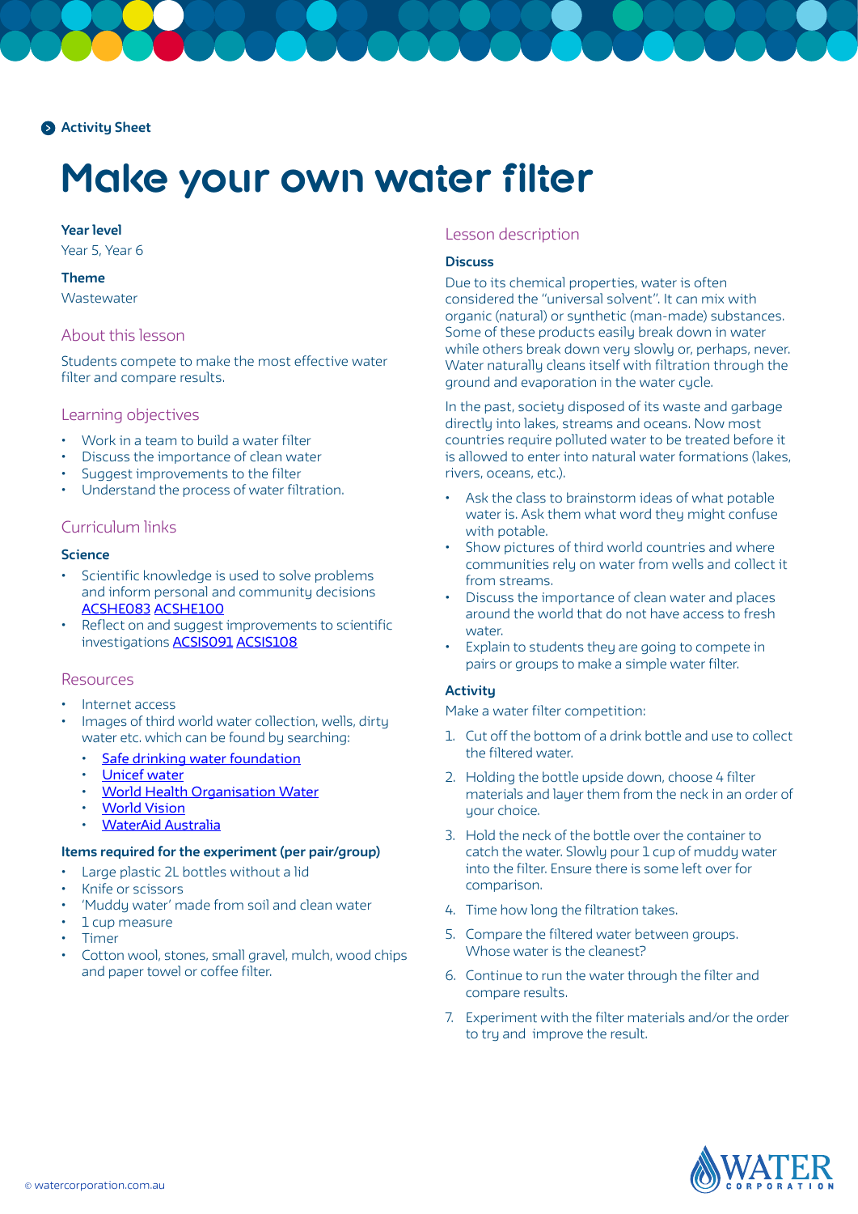Activity Sheet

# Make your own water filter

**Year level**

Year 5, Year 6

**Theme**

Wastewater

## About this lesson

Students compete to make the most effective water filter and compare results.

## Learning objectives

- Work in a team to build a water filter
- Discuss the importance of clean water
- Suggest improvements to the filter
- Understand the process of water filtration.

## Curriculum links

**Science**

- Scientific knowledge is used to solve problems and inform personal and community decisions ACSHE083 ACSHE100
- Reflect on and suggest improvements to scientific investigations ACSIS091 ACSIS108

## Resources

- Internet access
- Images of third world water collection, wells, dirty water etc. which can be found by searching:
  - Safe drinking water foundation
  - Unicef water
  - World Health Organisation Water
  - World Vision
  - WaterAid Australia

**Items required for the experiment (per pair/group)**

- Large plastic 2L bottles without a lid
- Knife or scissors
- 'Muddy water' made from soil and clean water
- 1 cup measure
- Timer
- Cotton wool, stones, small gravel, mulch, wood chips and paper towel or coffee filter.

## Lesson description

**Discuss**

Due to its chemical properties, water is often considered the "universal solvent". It can mix with organic (natural) or synthetic (man-made) substances. Some of these products easily break down in water while others break down very slowly or, perhaps, never. Water naturally cleans itself with filtration through the ground and evaporation in the water cycle.

In the past, society disposed of its waste and garbage directly into lakes, streams and oceans. Now most countries require polluted water to be treated before it is allowed to enter into natural water formations (lakes, rivers, oceans, etc.).

- Ask the class to brainstorm ideas of what potable water is. Ask them what word they might confuse with potable.
- Show pictures of third world countries and where communities rely on water from wells and collect it from streams.
- Discuss the importance of clean water and places around the world that do not have access to fresh water.
- Explain to students they are going to compete in pairs or groups to make a simple water filter.

**Activity**

Make a water filter competition:

1. Cut off the bottom of a drink bottle and use to collect the filtered water.
2. Holding the bottle upside down, choose 4 filter materials and layer them from the neck in an order of your choice.
3. Hold the neck of the bottle over the container to catch the water. Slowly pour 1 cup of muddy water into the filter. Ensure there is some left over for comparison.
4. Time how long the filtration takes.
5. Compare the filtered water between groups. Whose water is the cleanest?
6. Continue to run the water through the filter and compare results.
7. Experiment with the filter materials and/or the order to try and improve the result.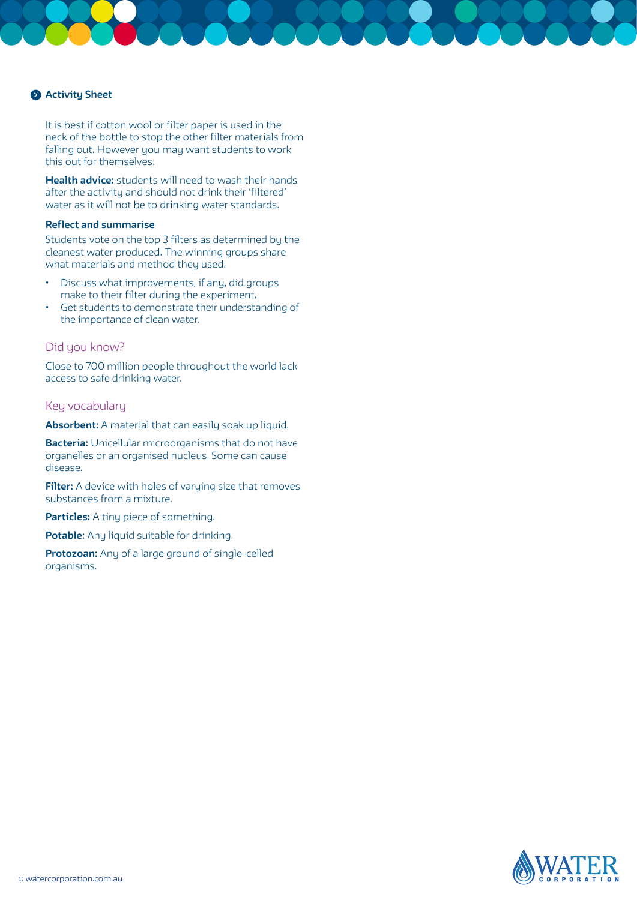## Activity Sheet

It is best if cotton wool or filter paper is used in the neck of the bottle to stop the other filter materials from falling out. However you may want students to work this out for themselves.

**Health advice:** students will need to wash their hands after the activity and should not drink their 'filtered' water as it will not be to drinking water standards.

### Reflect and summarise

Students vote on the top 3 filters as determined by the cleanest water produced. The winning groups share what materials and method they used.

- Discuss what improvements, if any, did groups make to their filter during the experiment.
- Get students to demonstrate their understanding of the importance of clean water.

## Did you know?

Close to 700 million people throughout the world lack access to safe drinking water.

## Key vocabulary

**Absorbent:** A material that can easily soak up liquid.

**Bacteria:** Unicellular microorganisms that do not have organelles or an organised nucleus. Some can cause disease.

**Filter:** A device with holes of varying size that removes substances from a mixture.

**Particles:** A tiny piece of something.

**Potable:** Any liquid suitable for drinking.

**Protozoan:** Any of a large ground of single-celled organisms.